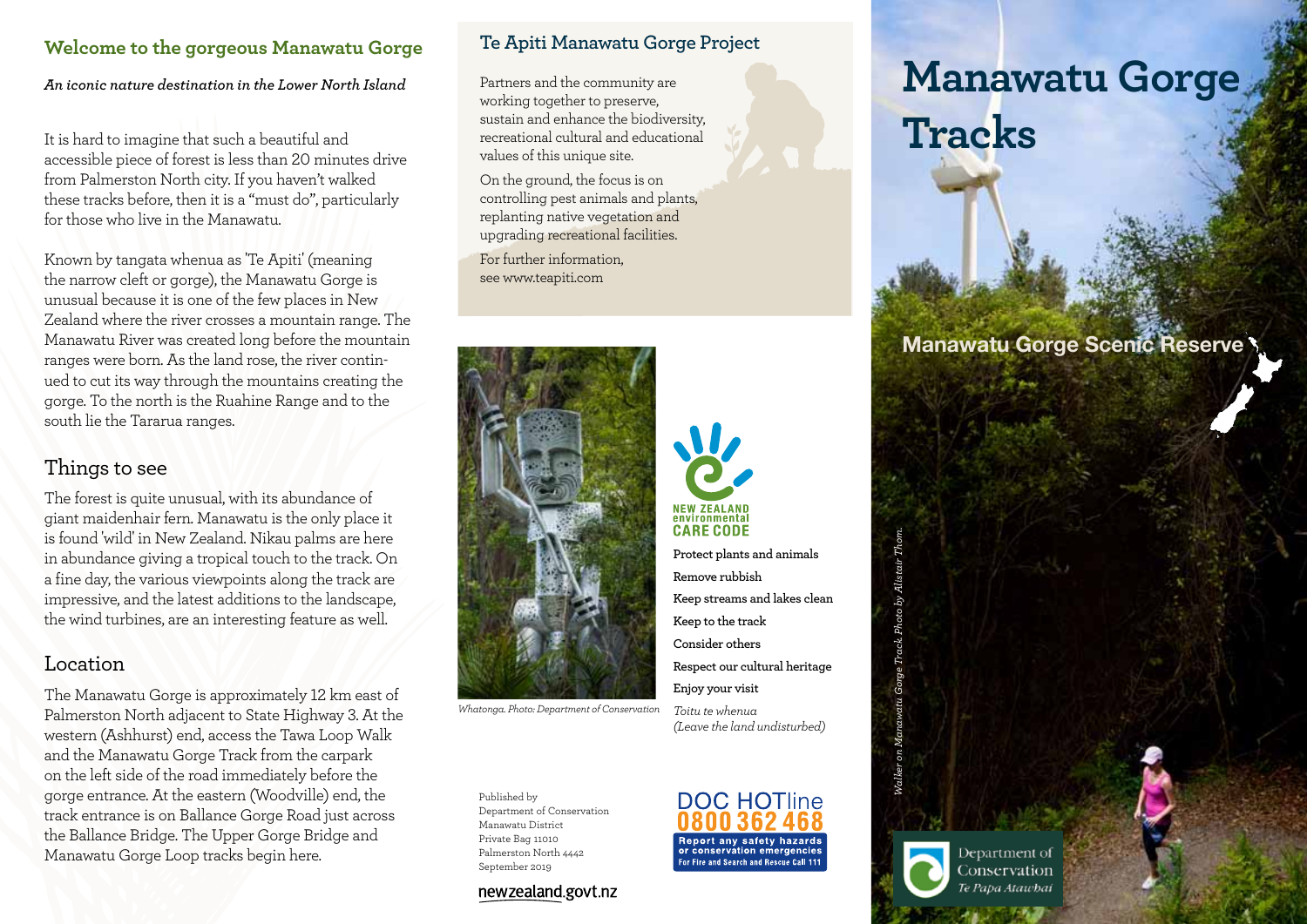## Welcome to the gorgeous Manawatu Gorge

*An iconic nature destination in the Lower North Island*

It is hard to imagine that such a beautiful and accessible piece of forest is less than 20 minutes drive from Palmerston North city. If you haven't walked these tracks before, then it is a "must do", particularly for those who live in the Manawatu.

Known by tangata whenua as 'Te Apiti' (meaning the narrow cleft or gorge), the Manawatu Gorge is unusual because it is one of the few places in New Zealand where the river crosses a mountain range. The Manawatu River was created long before the mountain ranges were born. As the land rose, the river continued to cut its way through the mountains creating the gorge. To the north is the Ruahine Range and to the south lie the Tararua ranges.

### Things to see

The forest is quite unusual, with its abundance of giant maidenhair fern. Manawatu is the only place it is found 'wild' in New Zealand. Nikau palms are here in abundance giving a tropical touch to the track. On a fine day, the various viewpoints along the track are impressive, and the latest additions to the landscape, the wind turbines, are an interesting feature as well.

### Location

The Manawatu Gorge is approximately 12 km east of Palmerston North adjacent to State Highway 3. At the western (Ashhurst) end, access the Tawa Loop Walk and the Manawatu Gorge Track from the carpark on the left side of the road immediately before the gorge entrance. At the eastern (Woodville) end, the track entrance is on Ballance Gorge Road just across the Ballance Bridge. The Upper Gorge Bridge and Manawatu Gorge Loop tracks begin here.

## Te Apiti Manawatu Gorge Project

Partners and the community are working together to preserve, sustain and enhance the biodiversity, recreational cultural and educational values of this unique site.

On the ground, the focus is on controlling pest animals and plants, replanting native vegetation and upgrading recreational facilities.

For further information, see www.teapiti.com

*Whatonga. Photo: Department of Conservation*

**NEW ZEALAND environmental CARE CODE**

- Protect plants and animals
- Remove rubbish
- Keep streams and lakes clean
- Keep to the track
- Consider others
- Respect our cultural heritage
- Enjoy your visit

*Toitu te whenua (Leave the land undisturbed)*

Published by
Department of Conservation
Manawatu District
Private Bag 11010
Palmerston North 4442
September 2019

newzealand.govt.nz

**DOC HOTline 0800 362 468**
Report any safety hazards or conservation emergencies
For Fire and Search and Rescue Call 111

# Manawatu Gorge Tracks

## Manawatu Gorge Scenic Reserve

*Walker on Manawatu Gorge Track. Photo by Alistair Thom.*

Department of Conservation
*Te Papa Atawhai*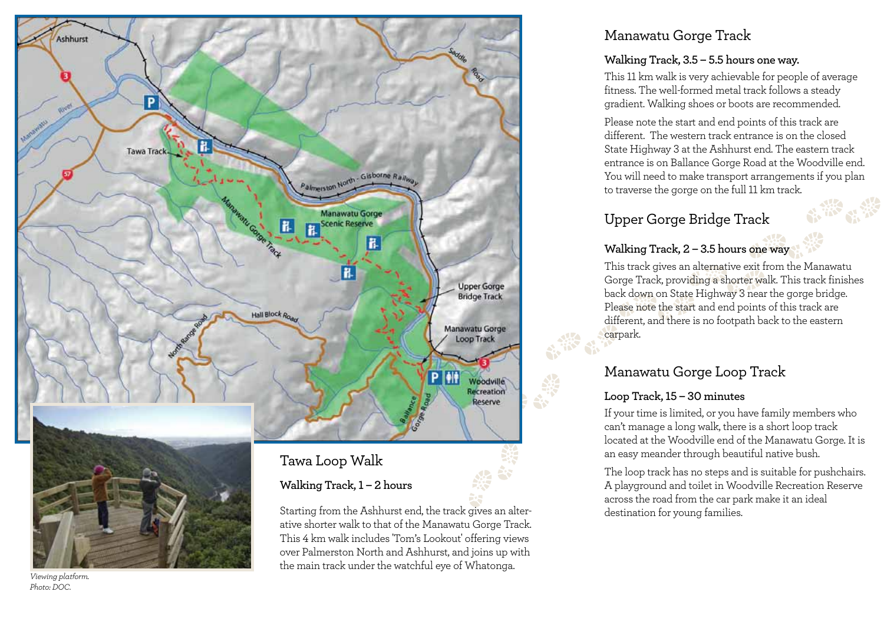## Tawa Loop Walk

**Walking Track, 1 – 2 hours**

Starting from the Ashhurst end, the track gives an alternative shorter walk to that of the Manawatu Gorge Track. This 4 km walk includes 'Tom's Lookout' offering views over Palmerston North and Ashhurst, and joins up with the main track under the watchful eye of Whatonga.

*Viewing platform. Photo: DOC.*

## Manawatu Gorge Track

**Walking Track, 3.5 – 5.5 hours one way.**

This 11 km walk is very achievable for people of average fitness. The well-formed metal track follows a steady gradient. Walking shoes or boots are recommended.

Please note the start and end points of this track are different. The western track entrance is on the closed State Highway 3 at the Ashhurst end. The eastern track entrance is on Ballance Gorge Road at the Woodville end. You will need to make transport arrangements if you plan to traverse the gorge on the full 11 km track.

## Upper Gorge Bridge Track

**Walking Track, 2 – 3.5 hours one way**

This track gives an alternative exit from the Manawatu Gorge Track, providing a shorter walk. This track finishes back down on State Highway 3 near the gorge bridge. Please note the start and end points of this track are different, and there is no footpath back to the eastern carpark.

## Manawatu Gorge Loop Track

**Loop Track, 15 – 30 minutes**

If your time is limited, or you have family members who can't manage a long walk, there is a short loop track located at the Woodville end of the Manawatu Gorge. It is an easy meander through beautiful native bush.

The loop track has no steps and is suitable for pushchairs. A playground and toilet in Woodville Recreation Reserve across the road from the car park make it an ideal destination for young families.